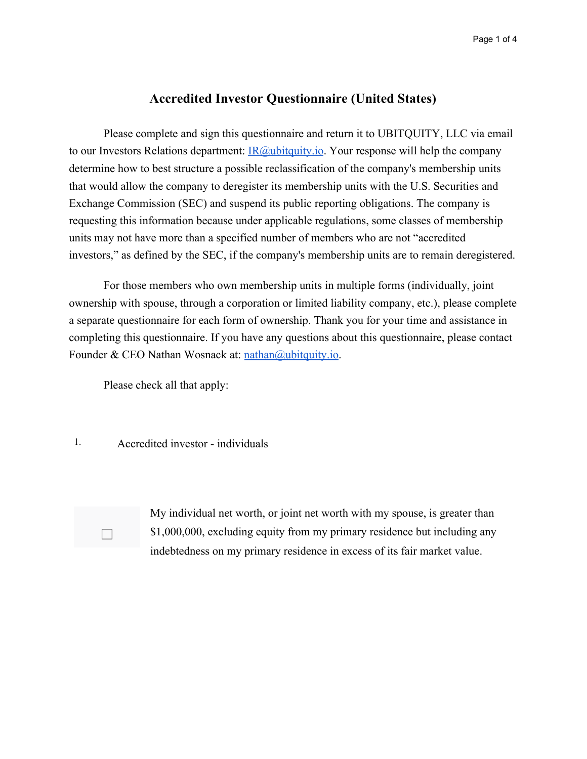# Accredited Investor Questionnaire (United States)

Please complete and sign this questionnaire and return it to UBITQUITY, LLC via email to our Investors Relations department: [IR@ubitquity.io](mailto:IR@ubitquity.io). Your response will help the company determine how to best structure a possible reclassification of the company's membership units that would allow the company to deregister its membership units with the U.S. Securities and Exchange Commission (SEC) and suspend its public reporting obligations. The company is requesting this information because under applicable regulations, some classes of membership units may not have more than a specified number of members who are not "accredited investors," as defined by the SEC, if the company's membership units are to remain deregistered.

For those members who own membership units in multiple forms (individually, joint ownership with spouse, through a corporation or limited liability company, etc.), please complete a separate questionnaire for each form of ownership. Thank you for your time and assistance in completing this questionnaire. If you have any questions about this questionnaire, please contact Founder & CEO Nathan Wosnack at: [nathan@ubitquity.io](mailto:nathan@ubitquity.io).

Please check all that apply:

1. Accredited investor - individuals

☐ My individual net worth, or joint net worth with my spouse, is greater than $1,000,000, excluding equity from my primary residence but including any indebtedness on my primary residence in excess of its fair market value.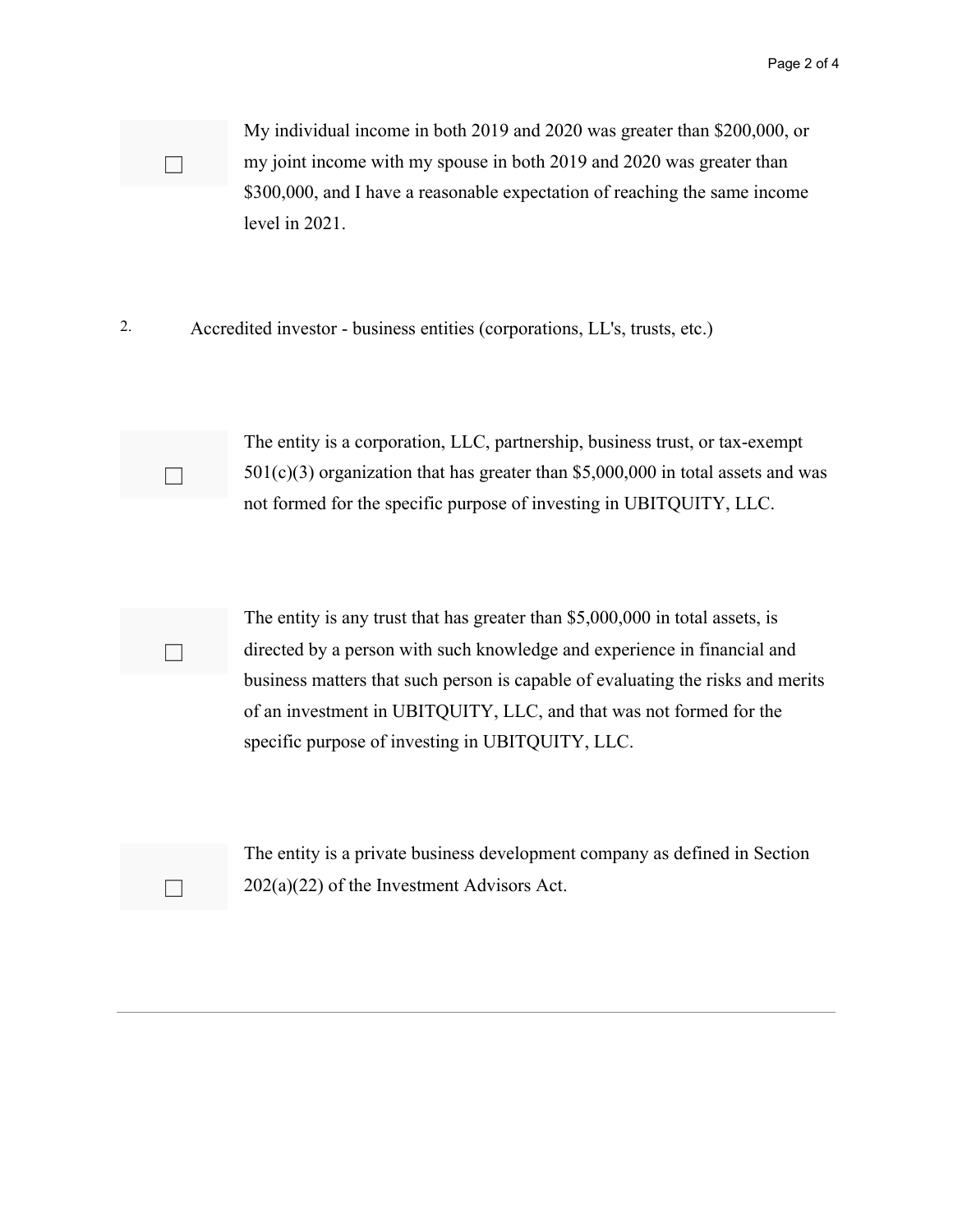- [ ] My individual income in both 2019 and 2020 was greater than $200,000, or my joint income with my spouse in both 2019 and 2020 was greater than $300,000, and I have a reasonable expectation of reaching the same income level in 2021.

2. Accredited investor - business entities (corporations, LL's, trusts, etc.)

- [ ] The entity is a corporation, LLC, partnership, business trust, or tax-exempt 501(c)(3) organization that has greater than $5,000,000 in total assets and was not formed for the specific purpose of investing in UBITQUITY, LLC.

- [ ] The entity is any trust that has greater than $5,000,000 in total assets, is directed by a person with such knowledge and experience in financial and business matters that such person is capable of evaluating the risks and merits of an investment in UBITQUITY, LLC, and that was not formed for the specific purpose of investing in UBITQUITY, LLC.

- [ ] The entity is a private business development company as defined in Section 202(a)(22) of the Investment Advisors Act.

---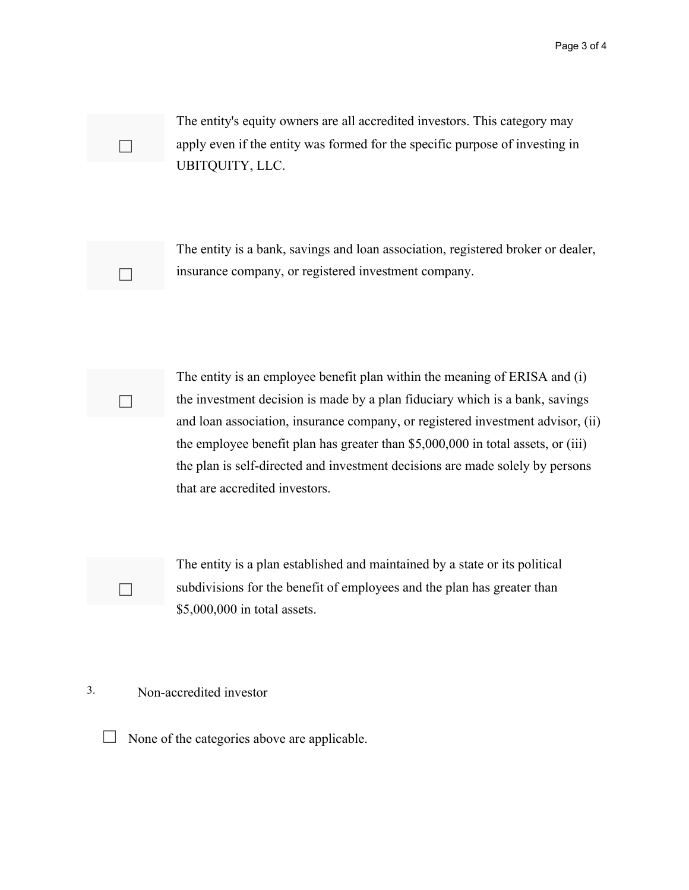☐ The entity's equity owners are all accredited investors. This category may apply even if the entity was formed for the specific purpose of investing in UBITQUITY, LLC.

☐ The entity is a bank, savings and loan association, registered broker or dealer, insurance company, or registered investment company.

☐ The entity is an employee benefit plan within the meaning of ERISA and (i) the investment decision is made by a plan fiduciary which is a bank, savings and loan association, insurance company, or registered investment advisor, (ii) the employee benefit plan has greater than $5,000,000 in total assets, or (iii) the plan is self-directed and investment decisions are made solely by persons that are accredited investors.

☐ The entity is a plan established and maintained by a state or its political subdivisions for the benefit of employees and the plan has greater than $5,000,000 in total assets.

3. Non-accredited investor

☐ None of the categories above are applicable.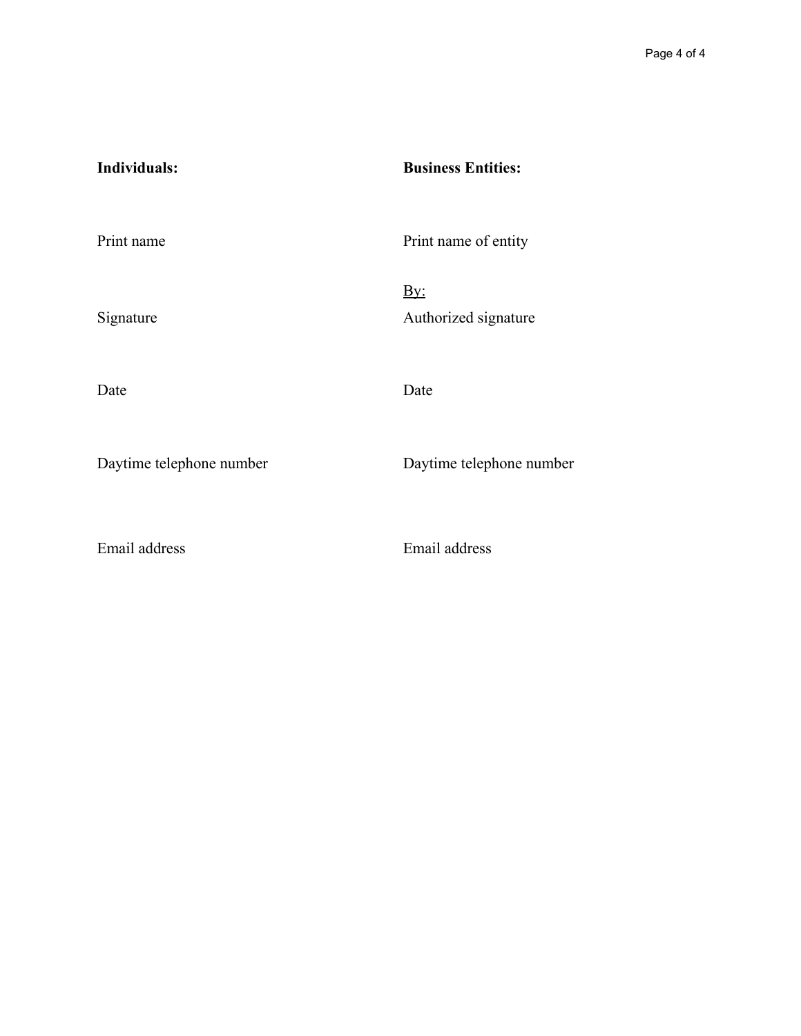**Individuals:**

Print name

Signature

Date

Daytime telephone number

Email address

**Business Entities:**

Print name of entity

By:
Authorized signature

Date

Daytime telephone number

Email address